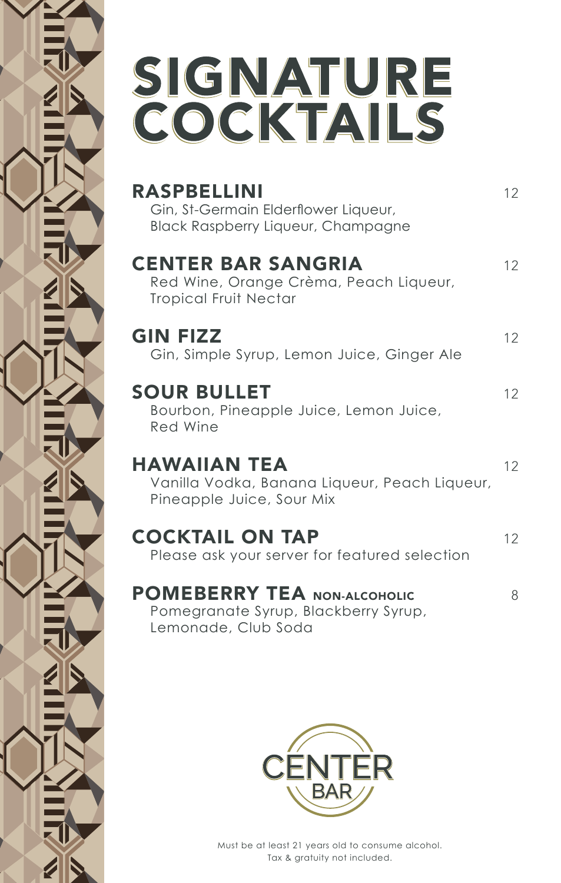# SIGNATURE COCKTAILS

**RASPBELLINI** 12
Gin, St-Germain Elderflower Liqueur, Black Raspberry Liqueur, Champagne

**CENTER BAR SANGRIA** 12
Red Wine, Orange Crèma, Peach Liqueur, Tropical Fruit Nectar

**GIN FIZZ** 12
Gin, Simple Syrup, Lemon Juice, Ginger Ale

**SOUR BULLET** 12
Bourbon, Pineapple Juice, Lemon Juice, Red Wine

**HAWAIIAN TEA** 12
Vanilla Vodka, Banana Liqueur, Peach Liqueur, Pineapple Juice, Sour Mix

**COCKTAIL ON TAP** 12
Please ask your server for featured selection

**POMEBERRY TEA** NON-ALCOHOLIC 8
Pomegranate Syrup, Blackberry Syrup, Lemonade, Club Soda

CENTER BAR

Must be at least 21 years old to consume alcohol.
Tax & gratuity not included.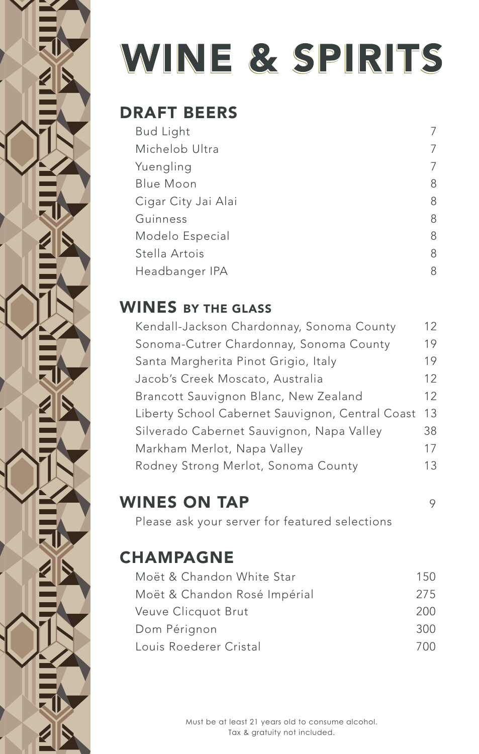# WINE & SPIRITS

## DRAFT BEERS

| | |
|---|---|
| Bud Light | 7 |
| Michelob Ultra | 7 |
| Yuengling | 7 |
| Blue Moon | 8 |
| Cigar City Jai Alai | 8 |
| Guinness | 8 |
| Modelo Especial | 8 |
| Stella Artois | 8 |
| Headbanger IPA | 8 |

## WINES BY THE GLASS

| | |
|---|---|
| Kendall-Jackson Chardonnay, Sonoma County | 12 |
| Sonoma-Cutrer Chardonnay, Sonoma County | 19 |
| Santa Margherita Pinot Grigio, Italy | 19 |
| Jacob's Creek Moscato, Australia | 12 |
| Brancott Sauvignon Blanc, New Zealand | 12 |
| Liberty School Cabernet Sauvignon, Central Coast | 13 |
| Silverado Cabernet Sauvignon, Napa Valley | 38 |
| Markham Merlot, Napa Valley | 17 |
| Rodney Strong Merlot, Sonoma County | 13 |

## WINES ON TAP 9

Please ask your server for featured selections

## CHAMPAGNE

| | |
|---|---|
| Moët & Chandon White Star | 150 |
| Moët & Chandon Rosé Impérial | 275 |
| Veuve Clicquot Brut | 200 |
| Dom Pérignon | 300 |
| Louis Roederer Cristal | 700 |

Must be at least 21 years old to consume alcohol.
Tax & gratuity not included.